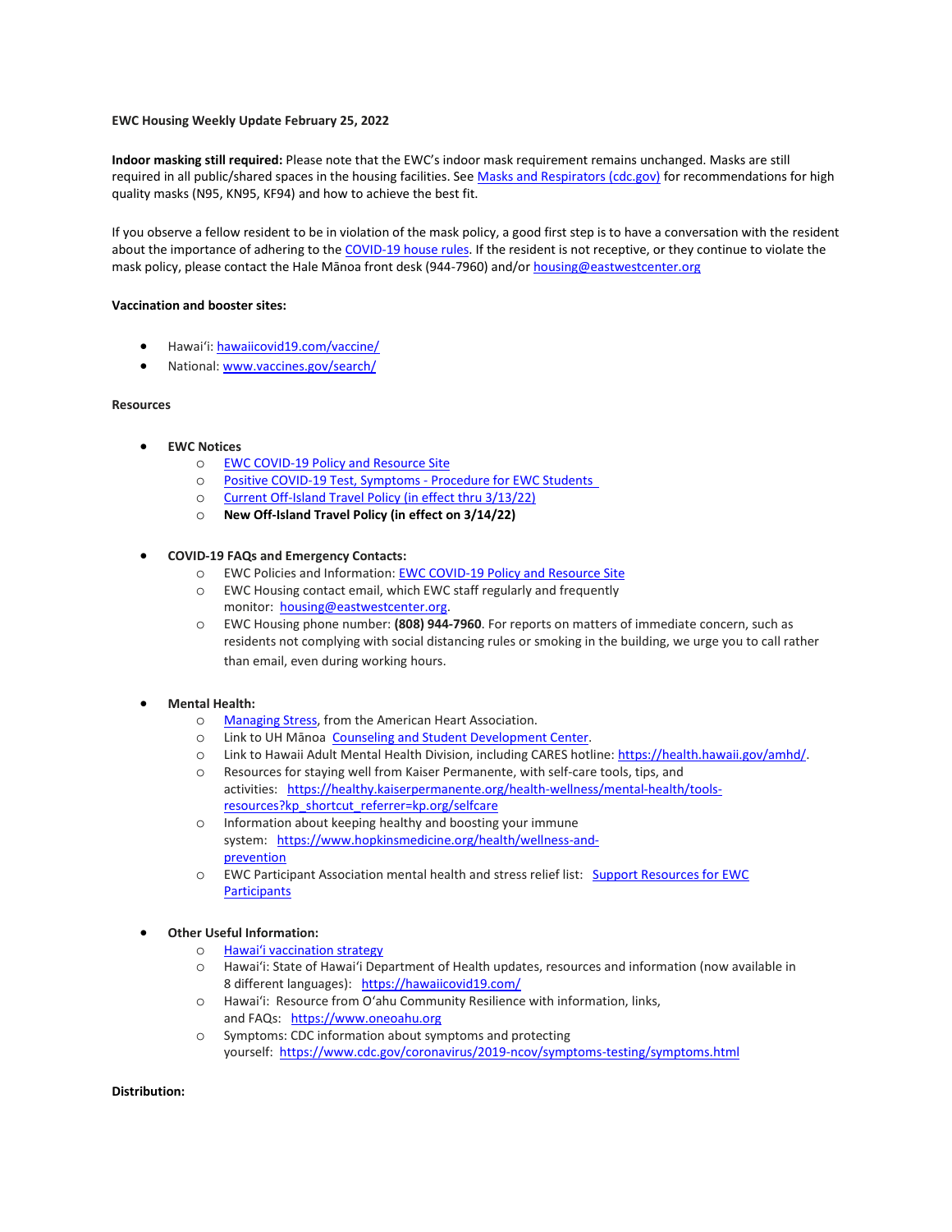**EWC Housing Weekly Update February 25, 2022**

**Indoor masking still required:** Please note that the EWC's indoor mask requirement remains unchanged. Masks are still required in all public/shared spaces in the housing facilities. See Masks and Respirators (cdc.gov) for recommendations for high quality masks (N95, KN95, KF94) and how to achieve the best fit.

If you observe a fellow resident to be in violation of the mask policy, a good first step is to have a conversation with the resident about the importance of adhering to the COVID-19 house rules. If the resident is not receptive, or they continue to violate the mask policy, please contact the Hale Mānoa front desk (944-7960) and/or housing@eastwestcenter.org

**Vaccination and booster sites:**

- Hawai'i: hawaiicovid19.com/vaccine/
- National: www.vaccines.gov/search/

**Resources**

- **EWC Notices**
  - EWC COVID-19 Policy and Resource Site
  - Positive COVID-19 Test, Symptoms - Procedure for EWC Students
  - Current Off-Island Travel Policy (in effect thru 3/13/22)
  - **New Off-Island Travel Policy (in effect on 3/14/22)**

- **COVID-19 FAQs and Emergency Contacts:**
  - EWC Policies and Information: EWC COVID-19 Policy and Resource Site
  - EWC Housing contact email, which EWC staff regularly and frequently monitor: housing@eastwestcenter.org.
  - EWC Housing phone number: **(808) 944-7960**. For reports on matters of immediate concern, such as residents not complying with social distancing rules or smoking in the building, we urge you to call rather than email, even during working hours.

- **Mental Health:**
  - Managing Stress, from the American Heart Association.
  - Link to UH Mānoa Counseling and Student Development Center.
  - Link to Hawaii Adult Mental Health Division, including CARES hotline: https://health.hawaii.gov/amhd/.
  - Resources for staying well from Kaiser Permanente, with self-care tools, tips, and activities: https://healthy.kaiserpermanente.org/health-wellness/mental-health/tools-resources?kp_shortcut_referrer=kp.org/selfcare
  - Information about keeping healthy and boosting your immune system: https://www.hopkinsmedicine.org/health/wellness-and-prevention
  - EWC Participant Association mental health and stress relief list: Support Resources for EWC Participants

- **Other Useful Information:**
  - Hawai'i vaccination strategy
  - Hawai'i: State of Hawai'i Department of Health updates, resources and information (now available in 8 different languages): https://hawaiicovid19.com/
  - Hawai'i: Resource from O'ahu Community Resilience with information, links, and FAQs: https://www.oneoahu.org
  - Symptoms: CDC information about symptoms and protecting yourself: https://www.cdc.gov/coronavirus/2019-ncov/symptoms-testing/symptoms.html

**Distribution:**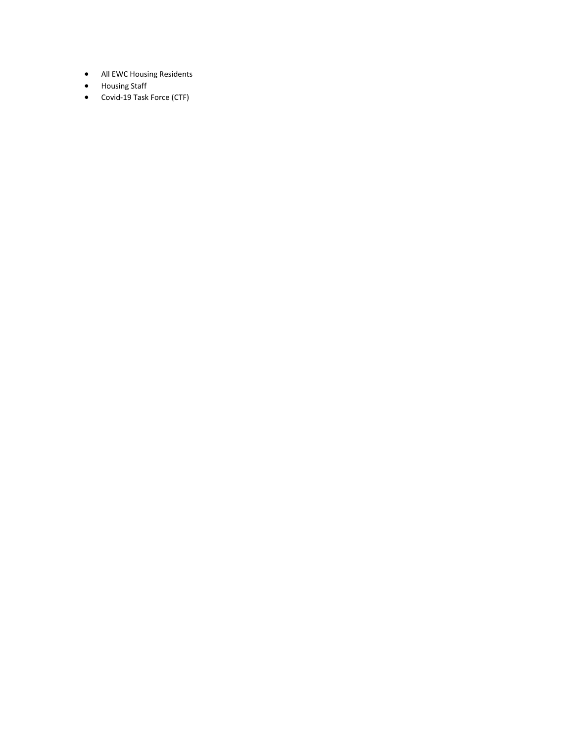- All EWC Housing Residents
- Housing Staff
- Covid-19 Task Force (CTF)